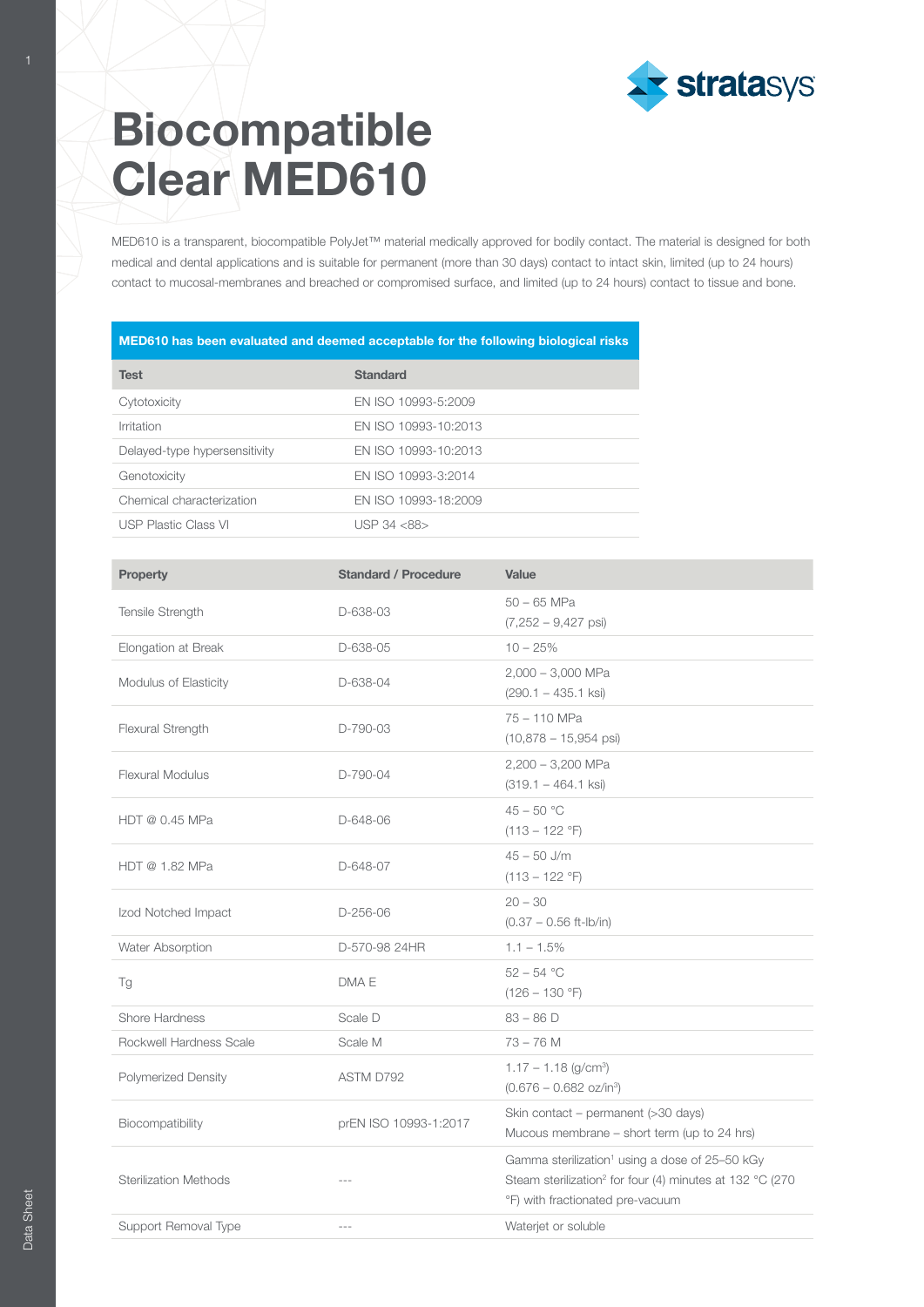# Biocompatible Clear MED610

MED610 is a transparent, biocompatible PolyJet™ material medically approved for bodily contact. The material is designed for both medical and dental applications and is suitable for permanent (more than 30 days) contact to intact skin, limited (up to 24 hours) contact to mucosal-membranes and breached or compromised surface, and limited (up to 24 hours) contact to tissue and bone.

**MED610 has been evaluated and deemed acceptable for the following biological risks**

| Test | Standard |
|---|---|
| Cytotoxicity | EN ISO 10993-5:2009 |
| Irritation | EN ISO 10993-10:2013 |
| Delayed-type hypersensitivity | EN ISO 10993-10:2013 |
| Genotoxicity | EN ISO 10993-3:2014 |
| Chemical characterization | EN ISO 10993-18:2009 |
| USP Plastic Class VI | USP 34 <88> |

| Property | Standard / Procedure | Value |
|---|---|---|
| Tensile Strength | D-638-03 | 50 – 65 MPa (7,252 – 9,427 psi) |
| Elongation at Break | D-638-05 | 10 – 25% |
| Modulus of Elasticity | D-638-04 | 2,000 – 3,000 MPa (290.1 – 435.1 ksi) |
| Flexural Strength | D-790-03 | 75 – 110 MPa (10,878 – 15,954 psi) |
| Flexural Modulus | D-790-04 | 2,200 – 3,200 MPa (319.1 – 464.1 ksi) |
| HDT @ 0.45 MPa | D-648-06 | 45 – 50 °C (113 – 122 °F) |
| HDT @ 1.82 MPa | D-648-07 | 45 – 50 J/m (113 – 122 °F) |
| Izod Notched Impact | D-256-06 | 20 – 30 (0.37 – 0.56 ft-lb/in) |
| Water Absorption | D-570-98 24HR | 1.1 – 1.5% |
| Tg | DMA E | 52 – 54 °C (126 – 130 °F) |
| Shore Hardness | Scale D | 83 – 86 D |
| Rockwell Hardness Scale | Scale M | 73 – 76 M |
| Polymerized Density | ASTM D792 | 1.17 – 1.18 (g/cm$^3$) (0.676 – 0.682 oz/in$^3$) |
| Biocompatibility | prEN ISO 10993-1:2017 | Skin contact – permanent (>30 days) Mucous membrane – short term (up to 24 hrs) |
| Sterilization Methods | --- | Gamma sterilization[1] using a dose of 25–50 kGy Steam sterilization[2] for four (4) minutes at 132 °C (270 °F) with fractionated pre-vacuum |
| Support Removal Type | --- | Waterjet or soluble |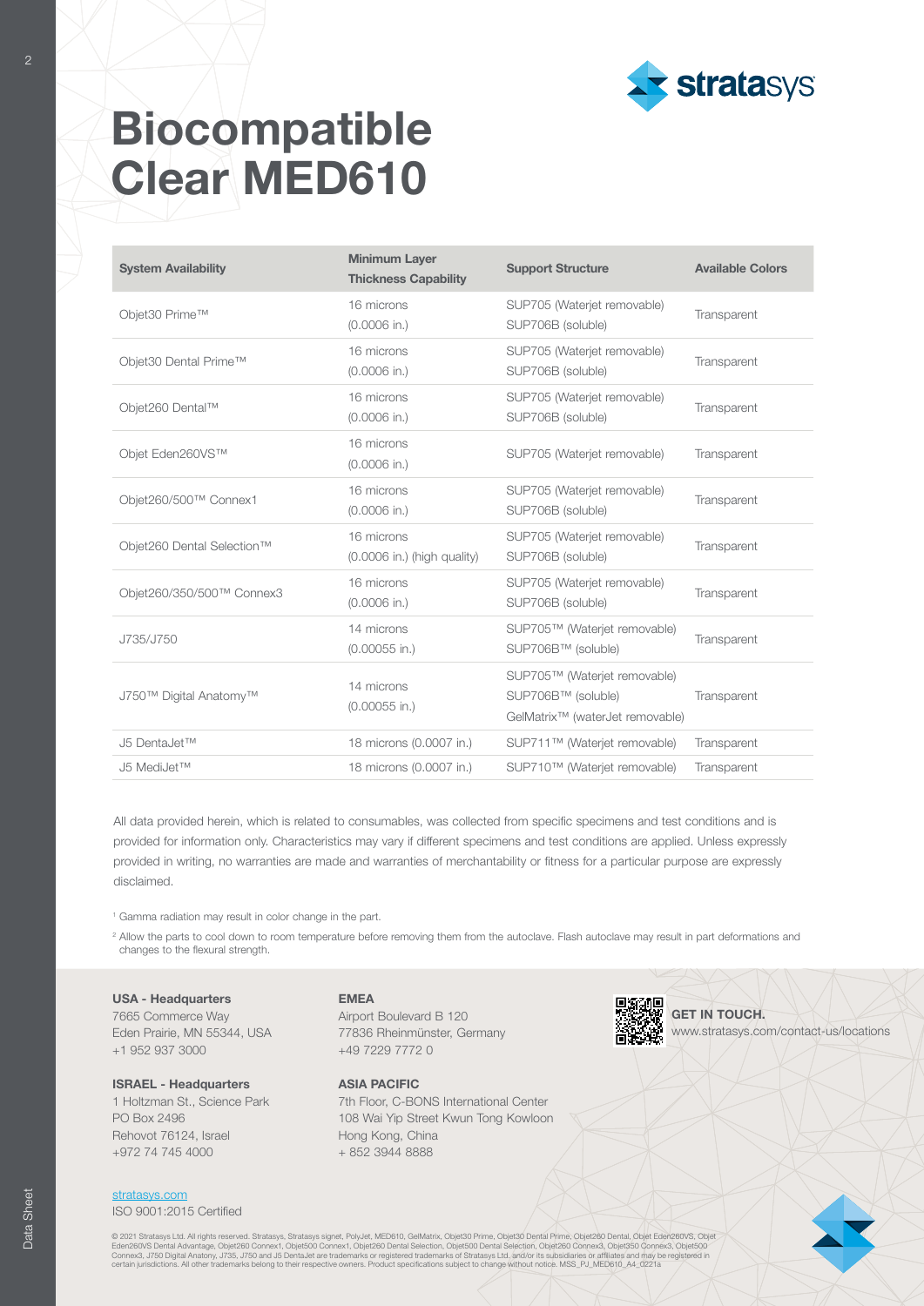# Biocompatible Clear MED610

| System Availability | Minimum Layer Thickness Capability | Support Structure | Available Colors |
|---|---|---|---|
| Objet30 Prime™ | 16 microns (0.0006 in.) | SUP705 (Waterjet removable) SUP706B (soluble) | Transparent |
| Objet30 Dental Prime™ | 16 microns (0.0006 in.) | SUP705 (Waterjet removable) SUP706B (soluble) | Transparent |
| Objet260 Dental™ | 16 microns (0.0006 in.) | SUP705 (Waterjet removable) SUP706B (soluble) | Transparent |
| Objet Eden260VS™ | 16 microns (0.0006 in.) | SUP705 (Waterjet removable) | Transparent |
| Objet260/500™ Connex1 | 16 microns (0.0006 in.) | SUP705 (Waterjet removable) SUP706B (soluble) | Transparent |
| Objet260 Dental Selection™ | 16 microns (0.0006 in.) (high quality) | SUP705 (Waterjet removable) SUP706B (soluble) | Transparent |
| Objet260/350/500™ Connex3 | 16 microns (0.0006 in.) | SUP705 (Waterjet removable) SUP706B (soluble) | Transparent |
| J735/J750 | 14 microns (0.00055 in.) | SUP705™ (Waterjet removable) SUP706B™ (soluble) | Transparent |
| J750™ Digital Anatomy™ | 14 microns (0.00055 in.) | SUP705™ (Waterjet removable) SUP706B™ (soluble) GelMatrix™ (waterJet removable) | Transparent |
| J5 DentaJet™ | 18 microns (0.0007 in.) | SUP711™ (Waterjet removable) | Transparent |
| J5 MediJet™ | 18 microns (0.0007 in.) | SUP710™ (Waterjet removable) | Transparent |

All data provided herein, which is related to consumables, was collected from specific specimens and test conditions and is provided for information only. Characteristics may vary if different specimens and test conditions are applied. Unless expressly provided in writing, no warranties are made and warranties of merchantability or fitness for a particular purpose are expressly disclaimed.

[1] Gamma radiation may result in color change in the part.

[2] Allow the parts to cool down to room temperature before removing them from the autoclave. Flash autoclave may result in part deformations and changes to the flexural strength.

**USA - Headquarters**
7665 Commerce Way
Eden Prairie, MN 55344, USA
+1 952 937 3000

**ISRAEL - Headquarters**
1 Holtzman St., Science Park
PO Box 2496
Rehovot 76124, Israel
+972 74 745 4000

**EMEA**
Airport Boulevard B 120
77836 Rheinmünster, Germany
+49 7229 7772 0

**ASIA PACIFIC**
7th Floor, C-BONS International Center
108 Wai Yip Street Kwun Tong Kowloon
Hong Kong, China
+ 852 3944 8888

**GET IN TOUCH.**
www.stratasys.com/contact-us/locations

stratasys.com
ISO 9001:2015 Certified

© 2021 Stratasys Ltd. All rights reserved. Stratasys, Stratasys signet, PolyJet, MED610, GelMatrix, Objet30 Prime, Objet30 Dental Prime, Objet260 Dental, Objet Eden260VS, Objet Eden260VS Dental Advantage, Objet260 Connex1, Objet500 Connex1, Objet260 Dental Selection, Objet500 Dental Selection, Objet260 Connex3, Objet350 Connex3, Objet500 Connex3, J750 Digital Anatony, J735, J750 and J5 DentaJet are trademarks or registered trademarks of Stratasys Ltd. and/or its subsidiaries or affiliates and may be registered in certain jurisdictions. All other trademarks belong to their respective owners. Product specifications subject to change without notice. MSS_PJ_MED610_A4_0221a